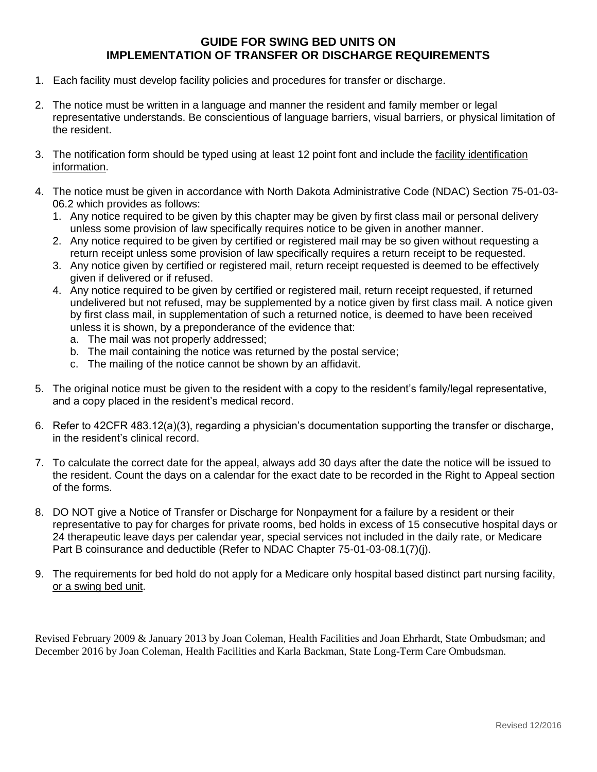# GUIDE FOR SWING BED UNITS ON IMPLEMENTATION OF TRANSFER OR DISCHARGE REQUIREMENTS

1. Each facility must develop facility policies and procedures for transfer or discharge.

2. The notice must be written in a language and manner the resident and family member or legal representative understands. Be conscientious of language barriers, visual barriers, or physical limitation of the resident.

3. The notification form should be typed using at least 12 point font and include the <u>facility identification information</u>.

4. The notice must be given in accordance with North Dakota Administrative Code (NDAC) Section 75-01-03-06.2 which provides as follows:
   1. Any notice required to be given by this chapter may be given by first class mail or personal delivery unless some provision of law specifically requires notice to be given in another manner.
   2. Any notice required to be given by certified or registered mail may be so given without requesting a return receipt unless some provision of law specifically requires a return receipt to be requested.
   3. Any notice given by certified or registered mail, return receipt requested is deemed to be effectively given if delivered or if refused.
   4. Any notice required to be given by certified or registered mail, return receipt requested, if returned undelivered but not refused, may be supplemented by a notice given by first class mail. A notice given by first class mail, in supplementation of such a returned notice, is deemed to have been received unless it is shown, by a preponderance of the evidence that:
      a. The mail was not properly addressed;
      b. The mail containing the notice was returned by the postal service;
      c. The mailing of the notice cannot be shown by an affidavit.

5. The original notice must be given to the resident with a copy to the resident's family/legal representative, and a copy placed in the resident's medical record.

6. Refer to 42CFR 483.12(a)(3), regarding a physician's documentation supporting the transfer or discharge, in the resident's clinical record.

7. To calculate the correct date for the appeal, always add 30 days after the date the notice will be issued to the resident. Count the days on a calendar for the exact date to be recorded in the Right to Appeal section of the forms.

8. DO NOT give a Notice of Transfer or Discharge for Nonpayment for a failure by a resident or their representative to pay for charges for private rooms, bed holds in excess of 15 consecutive hospital days or 24 therapeutic leave days per calendar year, special services not included in the daily rate, or Medicare Part B coinsurance and deductible (Refer to NDAC Chapter 75-01-03-08.1(7)(j).

9. The requirements for bed hold do not apply for a Medicare only hospital based distinct part nursing facility, <u>or a swing bed unit</u>.

Revised February 2009 & January 2013 by Joan Coleman, Health Facilities and Joan Ehrhardt, State Ombudsman; and December 2016 by Joan Coleman, Health Facilities and Karla Backman, State Long-Term Care Ombudsman.

Revised 12/2016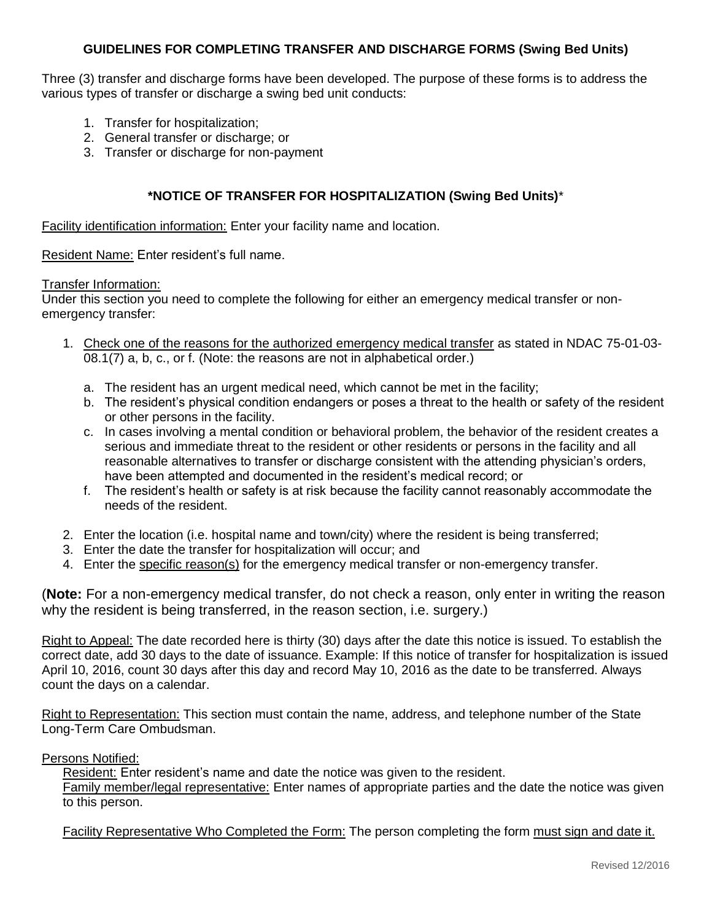## GUIDELINES FOR COMPLETING TRANSFER AND DISCHARGE FORMS (Swing Bed Units)

Three (3) transfer and discharge forms have been developed. The purpose of these forms is to address the various types of transfer or discharge a swing bed unit conducts:

1. Transfer for hospitalization;
2. General transfer or discharge; or
3. Transfer or discharge for non-payment

### *NOTICE OF TRANSFER FOR HOSPITALIZATION (Swing Bed Units)*

<u>Facility identification information:</u> Enter your facility name and location.

<u>Resident Name:</u> Enter resident's full name.

<u>Transfer Information:</u>
Under this section you need to complete the following for either an emergency medical transfer or non-emergency transfer:

1. <u>Check one of the reasons for the authorized emergency medical transfer</u> as stated in NDAC 75-01-03-08.1(7) a, b, c., or f. (Note: the reasons are not in alphabetical order.)

   a. The resident has an urgent medical need, which cannot be met in the facility;
   b. The resident's physical condition endangers or poses a threat to the health or safety of the resident or other persons in the facility.
   c. In cases involving a mental condition or behavioral problem, the behavior of the resident creates a serious and immediate threat to the resident or other residents or persons in the facility and all reasonable alternatives to transfer or discharge consistent with the attending physician's orders, have been attempted and documented in the resident's medical record; or
   f. The resident's health or safety is at risk because the facility cannot reasonably accommodate the needs of the resident.

2. Enter the location (i.e. hospital name and town/city) where the resident is being transferred;
3. Enter the date the transfer for hospitalization will occur; and
4. Enter the <u>specific reason(s)</u> for the emergency medical transfer or non-emergency transfer.

(**Note:** For a non-emergency medical transfer, do not check a reason, only enter in writing the reason why the resident is being transferred, in the reason section, i.e. surgery.)

<u>Right to Appeal:</u> The date recorded here is thirty (30) days after the date this notice is issued. To establish the correct date, add 30 days to the date of issuance. Example: If this notice of transfer for hospitalization is issued April 10, 2016, count 30 days after this day and record May 10, 2016 as the date to be transferred. Always count the days on a calendar.

<u>Right to Representation:</u> This section must contain the name, address, and telephone number of the State Long-Term Care Ombudsman.

<u>Persons Notified:</u>
<u>Resident:</u> Enter resident's name and date the notice was given to the resident.
<u>Family member/legal representative:</u> Enter names of appropriate parties and the date the notice was given to this person.

<u>Facility Representative Who Completed the Form:</u> The person completing the form <u>must sign and date it.</u>

Revised 12/2016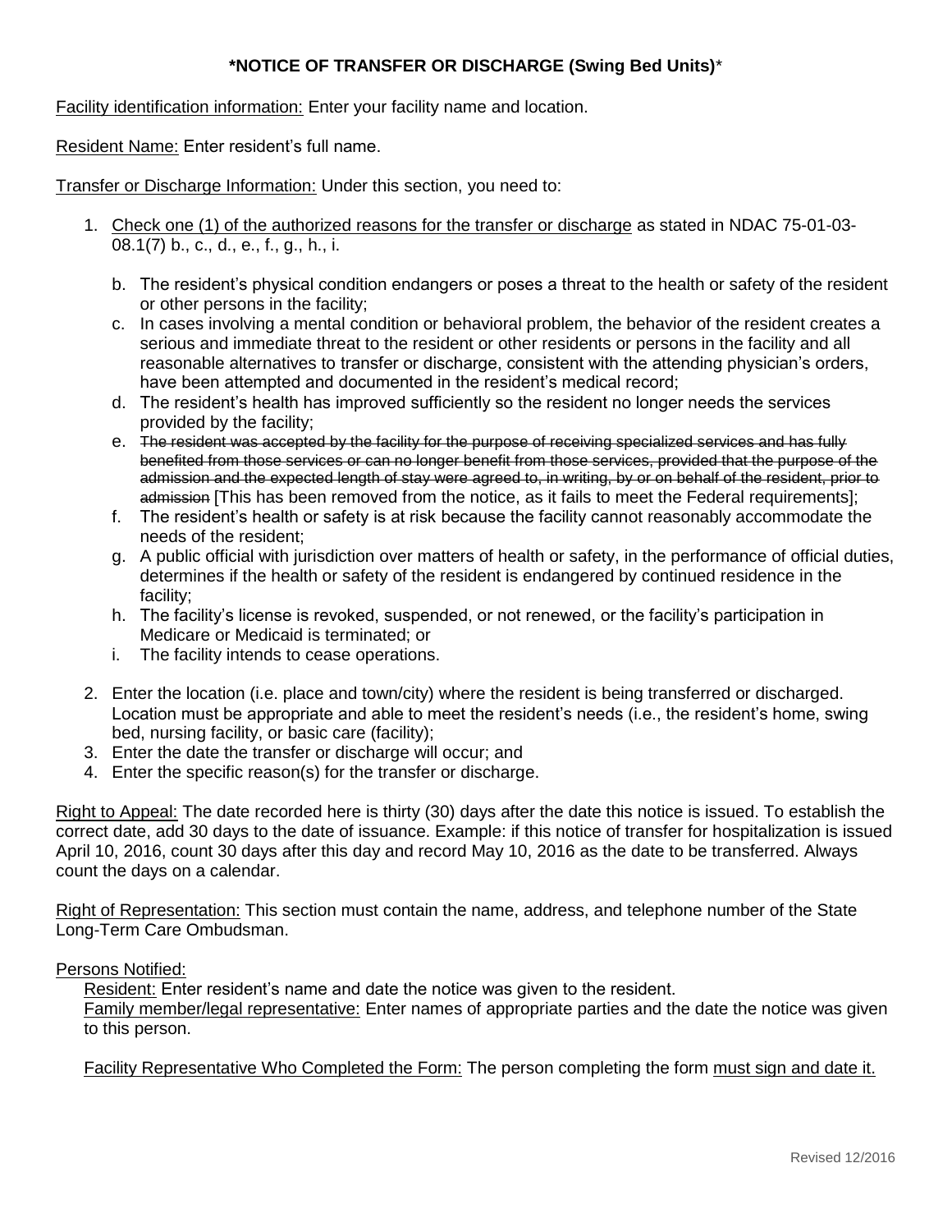**\*NOTICE OF TRANSFER OR DISCHARGE (Swing Bed Units)\***

Facility identification information: Enter your facility name and location.

Resident Name: Enter resident's full name.

Transfer or Discharge Information: Under this section, you need to:

1. Check one (1) of the authorized reasons for the transfer or discharge as stated in NDAC 75-01-03-08.1(7) b., c., d., e., f., g., h., i.

   b. The resident's physical condition endangers or poses a threat to the health or safety of the resident or other persons in the facility;

   c. In cases involving a mental condition or behavioral problem, the behavior of the resident creates a serious and immediate threat to the resident or other residents or persons in the facility and all reasonable alternatives to transfer or discharge, consistent with the attending physician's orders, have been attempted and documented in the resident's medical record;

   d. The resident's health has improved sufficiently so the resident no longer needs the services provided by the facility;

   e. ~~The resident was accepted by the facility for the purpose of receiving specialized services and has fully benefited from those services or can no longer benefit from those services, provided that the purpose of the admission and the expected length of stay were agreed to, in writing, by or on behalf of the resident, prior to admission~~ [This has been removed from the notice, as it fails to meet the Federal requirements];

   f. The resident's health or safety is at risk because the facility cannot reasonably accommodate the needs of the resident;

   g. A public official with jurisdiction over matters of health or safety, in the performance of official duties, determines if the health or safety of the resident is endangered by continued residence in the facility;

   h. The facility's license is revoked, suspended, or not renewed, or the facility's participation in Medicare or Medicaid is terminated; or

   i. The facility intends to cease operations.

2. Enter the location (i.e. place and town/city) where the resident is being transferred or discharged. Location must be appropriate and able to meet the resident's needs (i.e., the resident's home, swing bed, nursing facility, or basic care (facility);
3. Enter the date the transfer or discharge will occur; and
4. Enter the specific reason(s) for the transfer or discharge.

Right to Appeal: The date recorded here is thirty (30) days after the date this notice is issued. To establish the correct date, add 30 days to the date of issuance. Example: if this notice of transfer for hospitalization is issued April 10, 2016, count 30 days after this day and record May 10, 2016 as the date to be transferred. Always count the days on a calendar.

Right of Representation: This section must contain the name, address, and telephone number of the State Long-Term Care Ombudsman.

Persons Notified:

Resident: Enter resident's name and date the notice was given to the resident.

Family member/legal representative: Enter names of appropriate parties and the date the notice was given to this person.

Facility Representative Who Completed the Form: The person completing the form must sign and date it.

Revised 12/2016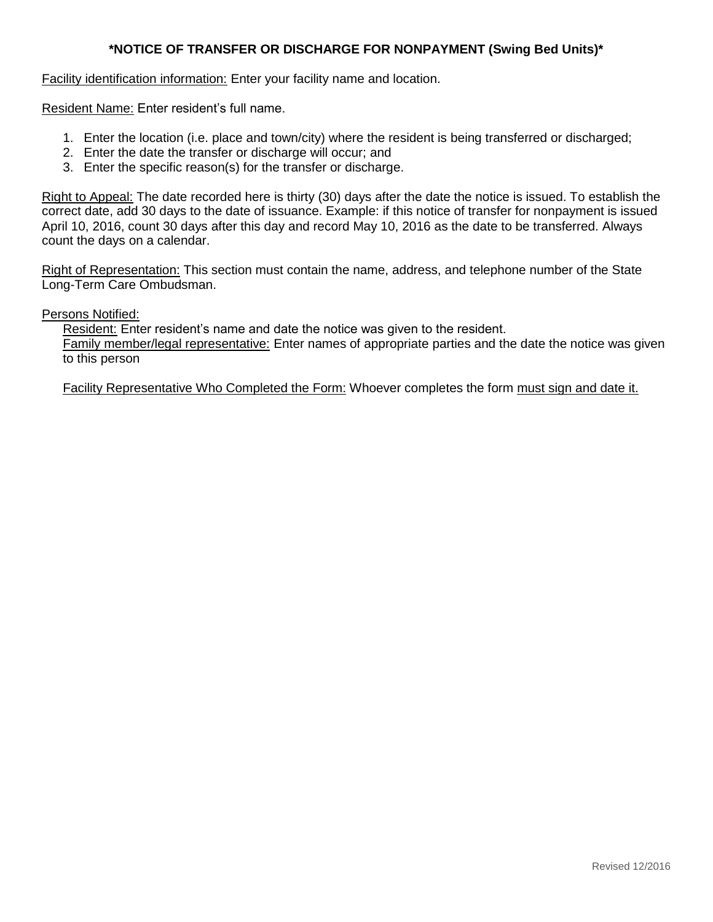## \*NOTICE OF TRANSFER OR DISCHARGE FOR NONPAYMENT (Swing Bed Units)\*

Facility identification information: Enter your facility name and location.

Resident Name: Enter resident's full name.

1. Enter the location (i.e. place and town/city) where the resident is being transferred or discharged;
2. Enter the date the transfer or discharge will occur; and
3. Enter the specific reason(s) for the transfer or discharge.

Right to Appeal: The date recorded here is thirty (30) days after the date the notice is issued. To establish the correct date, add 30 days to the date of issuance. Example: if this notice of transfer for nonpayment is issued April 10, 2016, count 30 days after this day and record May 10, 2016 as the date to be transferred. Always count the days on a calendar.

Right of Representation: This section must contain the name, address, and telephone number of the State Long-Term Care Ombudsman.

Persons Notified:

Resident: Enter resident's name and date the notice was given to the resident.

Family member/legal representative: Enter names of appropriate parties and the date the notice was given to this person

Facility Representative Who Completed the Form: Whoever completes the form must sign and date it.

Revised 12/2016